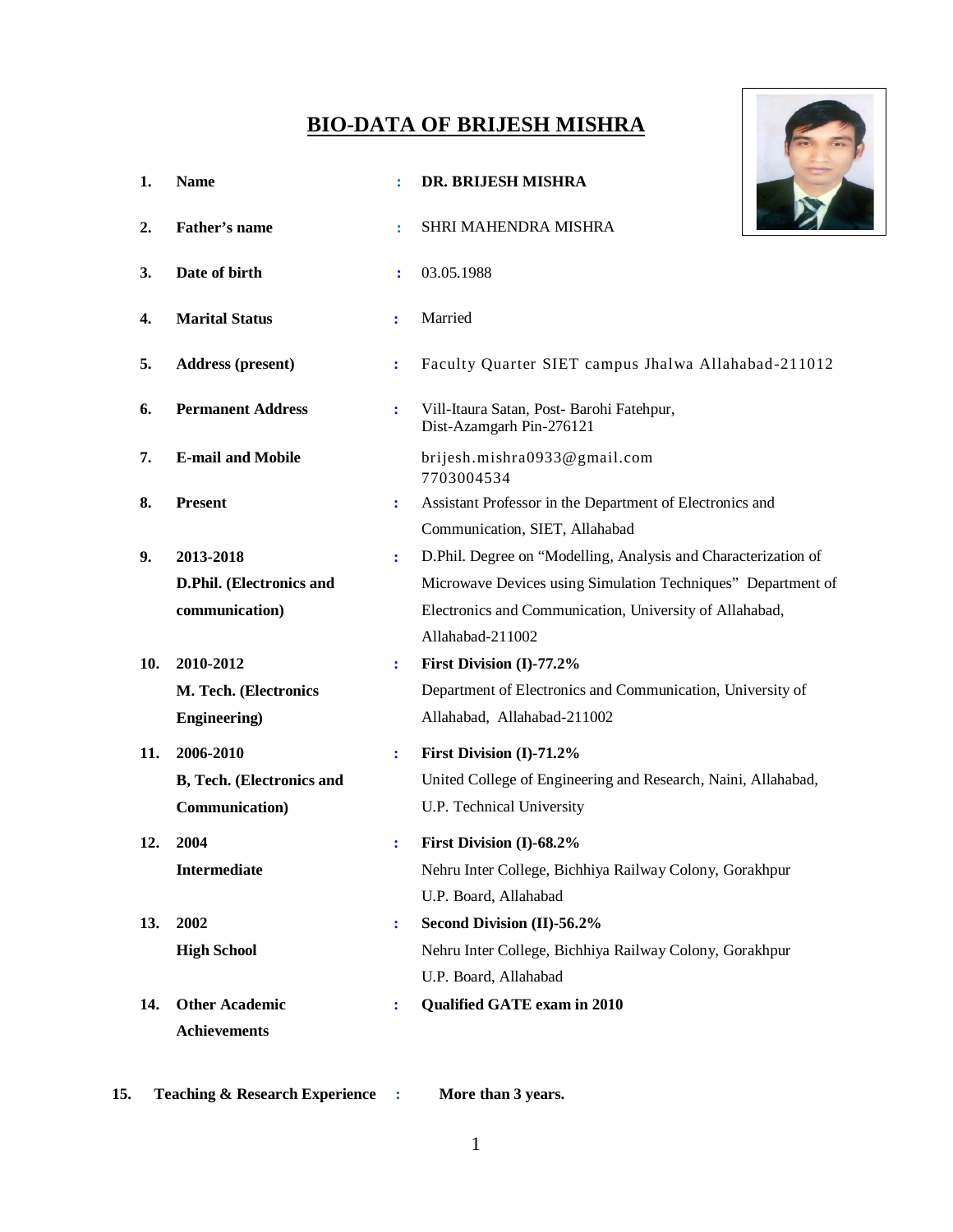# BIO-DATA OF BRIJESH MISHRA

| | | | |
|---|---|---|---|
| **1.** | **Name** | : | **DR. BRIJESH MISHRA** |
| **2.** | **Father's name** | : | SHRI MAHENDRA MISHRA |
| **3.** | **Date of birth** | : | 03.05.1988 |
| **4.** | **Marital Status** | : | Married |
| **5.** | **Address (present)** | : | Faculty Quarter SIET campus Jhalwa Allahabad-211012 |
| **6.** | **Permanent Address** | : | Vill-Itaura Satan, Post- Barohi Fatehpur, Dist-Azamgarh Pin-276121 |
| **7.** | **E-mail and Mobile** | | brijesh.mishra0933@gmail.com 7703004534 |
| **8.** | **Present** | : | Assistant Professor in the Department of Electronics and Communication, SIET, Allahabad |
| **9.** | **2013-2018 D.Phil. (Electronics and communication)** | : | D.Phil. Degree on "Modelling, Analysis and Characterization of Microwave Devices using Simulation Techniques" Department of Electronics and Communication, University of Allahabad, Allahabad-211002 |
| **10.** | **2010-2012 M. Tech. (Electronics Engineering)** | : | **First Division (I)-77.2%** Department of Electronics and Communication, University of Allahabad, Allahabad-211002 |
| **11.** | **2006-2010 B, Tech. (Electronics and Communication)** | : | **First Division (I)-71.2%** United College of Engineering and Research, Naini, Allahabad, U.P. Technical University |
| **12.** | **2004 Intermediate** | : | **First Division (I)-68.2%** Nehru Inter College, Bichhiya Railway Colony, Gorakhpur U.P. Board, Allahabad |
| **13.** | **2002 High School** | : | **Second Division (II)-56.2%** Nehru Inter College, Bichhiya Railway Colony, Gorakhpur U.P. Board, Allahabad |
| **14.** | **Other Academic Achievements** | : | **Qualified GATE exam in 2010** |

**15. Teaching & Research Experience : More than 3 years.**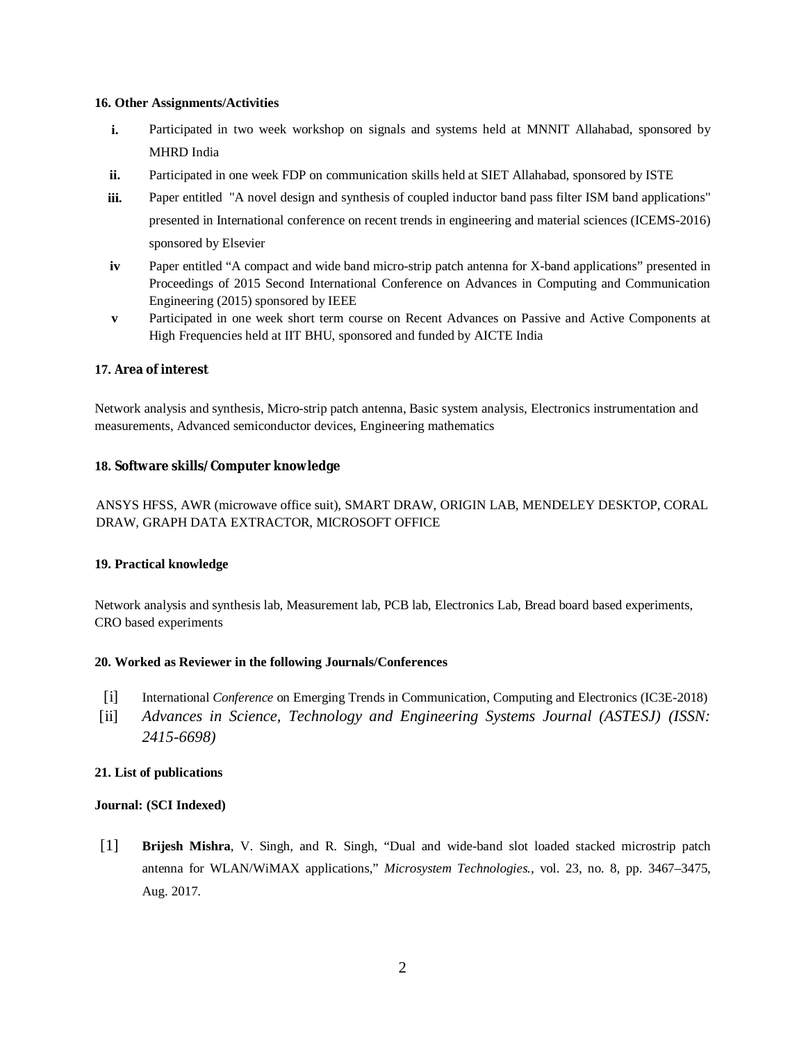**16. Other Assignments/Activities**

- **i.** Participated in two week workshop on signals and systems held at MNNIT Allahabad, sponsored by MHRD India
- **ii.** Participated in one week FDP on communication skills held at SIET Allahabad, sponsored by ISTE
- **iii.** Paper entitled "A novel design and synthesis of coupled inductor band pass filter ISM band applications" presented in International conference on recent trends in engineering and material sciences (ICEMS-2016) sponsored by Elsevier
- **iv** Paper entitled "A compact and wide band micro-strip patch antenna for X-band applications" presented in Proceedings of 2015 Second International Conference on Advances in Computing and Communication Engineering (2015) sponsored by IEEE
- **v** Participated in one week short term course on Recent Advances on Passive and Active Components at High Frequencies held at IIT BHU, sponsored and funded by AICTE India

**17. Area of interest**

Network analysis and synthesis, Micro-strip patch antenna, Basic system analysis, Electronics instrumentation and measurements, Advanced semiconductor devices, Engineering mathematics

**18. Software skills/ Computer knowledge**

ANSYS HFSS, AWR (microwave office suit), SMART DRAW, ORIGIN LAB, MENDELEY DESKTOP, CORAL DRAW, GRAPH DATA EXTRACTOR, MICROSOFT OFFICE

**19. Practical knowledge**

Network analysis and synthesis lab, Measurement lab, PCB lab, Electronics Lab, Bread board based experiments, CRO based experiments

**20. Worked as Reviewer in the following Journals/Conferences**

[i] International *Conference* on Emerging Trends in Communication, Computing and Electronics (IC3E-2018)

[ii] *Advances in Science, Technology and Engineering Systems Journal (ASTESJ) (ISSN: 2415-6698)*

**21. List of publications**

**Journal: (SCI Indexed)**

[1] **Brijesh Mishra**, V. Singh, and R. Singh, "Dual and wide-band slot loaded stacked microstrip patch antenna for WLAN/WiMAX applications," *Microsystem Technologies.*, vol. 23, no. 8, pp. 3467–3475, Aug. 2017.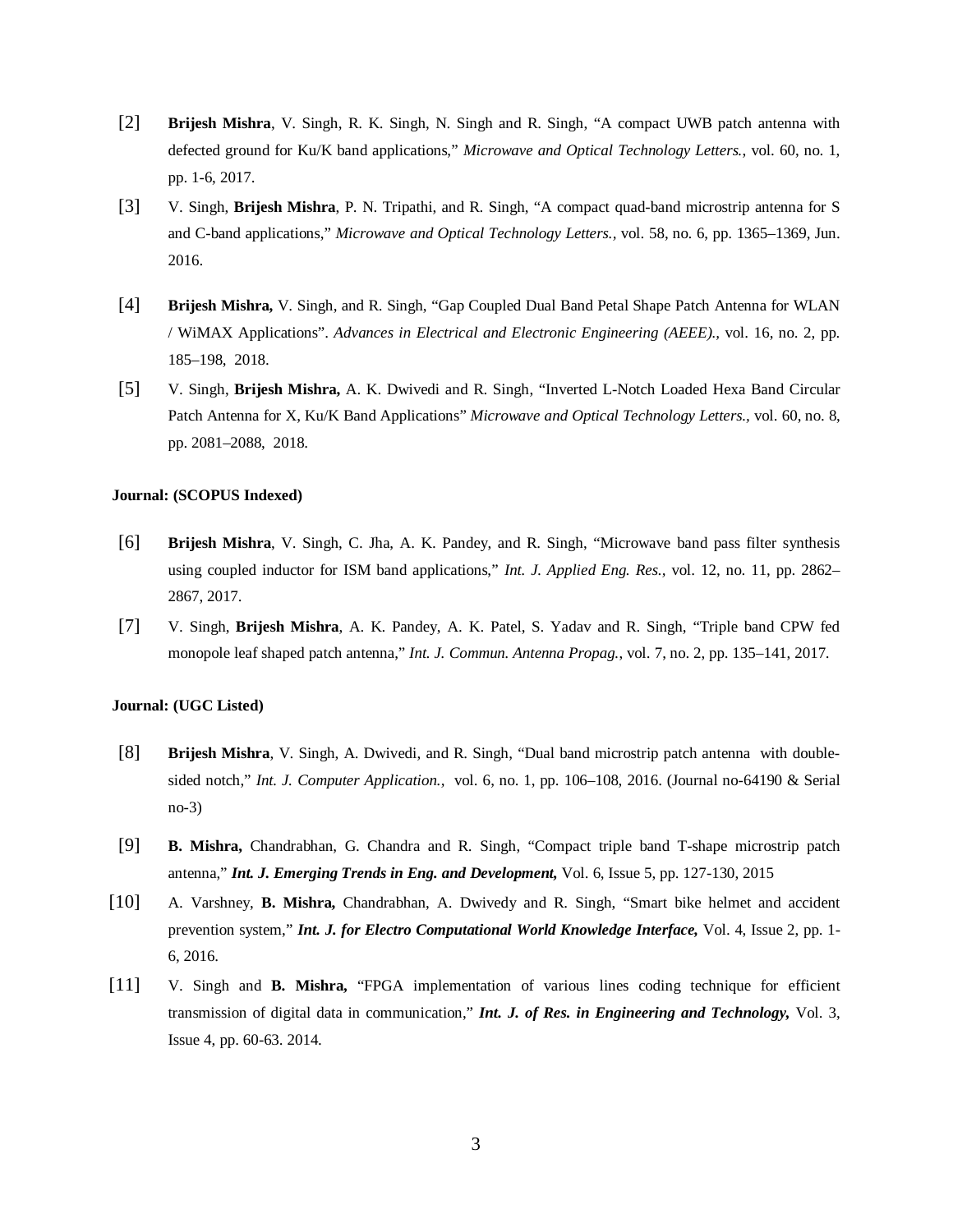[2] **Brijesh Mishra**, V. Singh, R. K. Singh, N. Singh and R. Singh, "A compact UWB patch antenna with defected ground for Ku/K band applications," *Microwave and Optical Technology Letters.*, vol. 60, no. 1, pp. 1-6, 2017.

[3] V. Singh, **Brijesh Mishra**, P. N. Tripathi, and R. Singh, "A compact quad-band microstrip antenna for S and C-band applications," *Microwave and Optical Technology Letters.*, vol. 58, no. 6, pp. 1365–1369, Jun. 2016.

[4] **Brijesh Mishra,** V. Singh, and R. Singh, "Gap Coupled Dual Band Petal Shape Patch Antenna for WLAN / WiMAX Applications". *Advances in Electrical and Electronic Engineering (AEEE).*, vol. 16, no. 2, pp. 185–198, 2018.

[5] V. Singh, **Brijesh Mishra,** A. K. Dwivedi and R. Singh, "Inverted L-Notch Loaded Hexa Band Circular Patch Antenna for X, Ku/K Band Applications" *Microwave and Optical Technology Letters.*, vol. 60, no. 8, pp. 2081–2088, 2018.

**Journal: (SCOPUS Indexed)**

[6] **Brijesh Mishra**, V. Singh, C. Jha, A. K. Pandey, and R. Singh, "Microwave band pass filter synthesis using coupled inductor for ISM band applications," *Int. J. Applied Eng. Res.*, vol. 12, no. 11, pp. 2862–2867, 2017.

[7] V. Singh, **Brijesh Mishra**, A. K. Pandey, A. K. Patel, S. Yadav and R. Singh, "Triple band CPW fed monopole leaf shaped patch antenna," *Int. J. Commun. Antenna Propag.*, vol. 7, no. 2, pp. 135–141, 2017.

**Journal: (UGC Listed)**

[8] **Brijesh Mishra**, V. Singh, A. Dwivedi, and R. Singh, "Dual band microstrip patch antenna with double-sided notch," *Int. J. Computer Application.*, vol. 6, no. 1, pp. 106–108, 2016. (Journal no-64190 & Serial no-3)

[9] **B. Mishra,** Chandrabhan, G. Chandra and R. Singh, "Compact triple band T-shape microstrip patch antenna," ***Int. J. Emerging Trends in Eng. and Development,*** Vol. 6, Issue 5, pp. 127-130, 2015

[10] A. Varshney, **B. Mishra,** Chandrabhan, A. Dwivedy and R. Singh, "Smart bike helmet and accident prevention system," ***Int. J. for Electro Computational World Knowledge Interface,*** Vol. 4, Issue 2, pp. 1-6, 2016.

[11] V. Singh and **B. Mishra,** "FPGA implementation of various lines coding technique for efficient transmission of digital data in communication," ***Int. J. of Res. in Engineering and Technology,*** Vol. 3, Issue 4, pp. 60-63. 2014.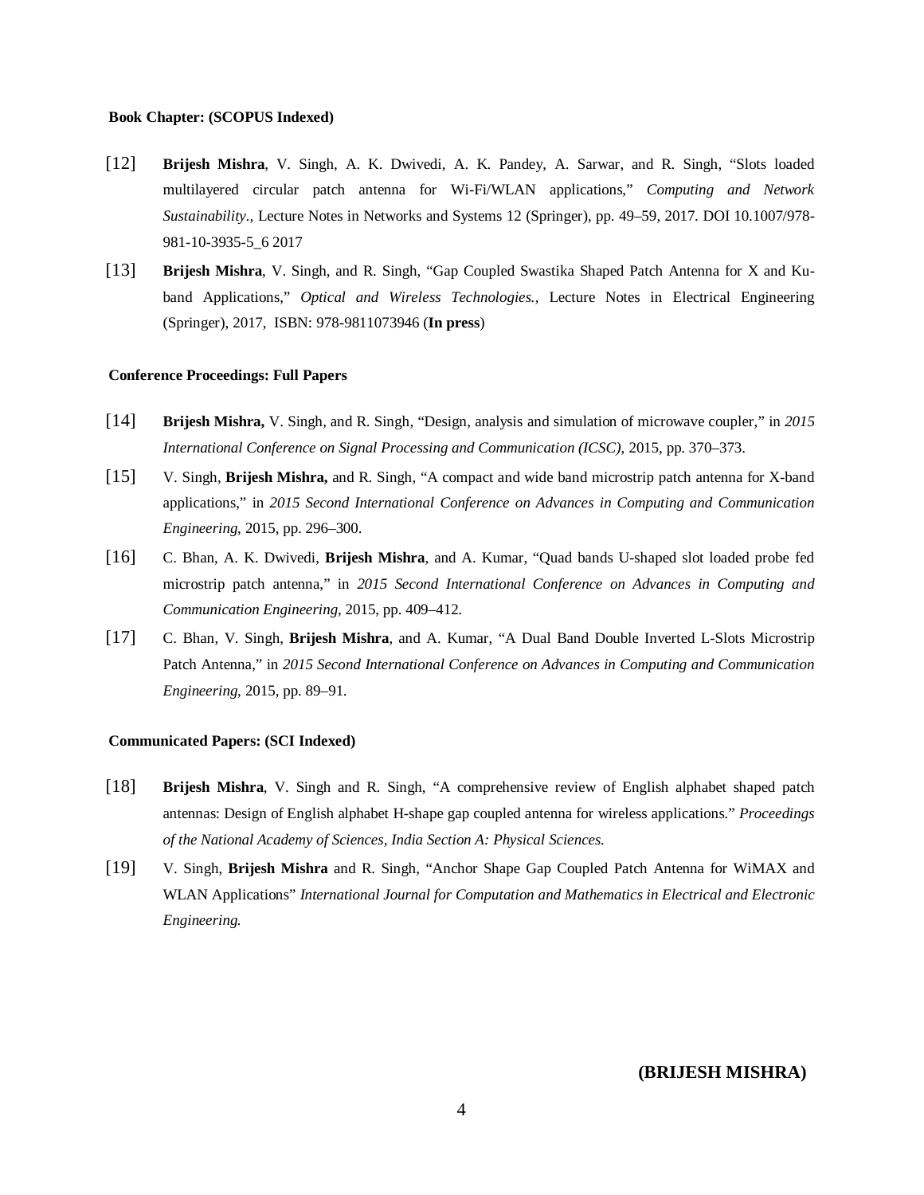**Book Chapter: (SCOPUS Indexed)**

[12] **Brijesh Mishra**, V. Singh, A. K. Dwivedi, A. K. Pandey, A. Sarwar, and R. Singh, "Slots loaded multilayered circular patch antenna for Wi-Fi/WLAN applications," *Computing and Network Sustainability.*, Lecture Notes in Networks and Systems 12 (Springer), pp. 49–59, 2017. DOI 10.1007/978-981-10-3935-5_6 2017

[13] **Brijesh Mishra**, V. Singh, and R. Singh, "Gap Coupled Swastika Shaped Patch Antenna for X and Ku-band Applications," *Optical and Wireless Technologies.*, Lecture Notes in Electrical Engineering (Springer), 2017, ISBN: 978-9811073946 (**In press**)

**Conference Proceedings: Full Papers**

[14] **Brijesh Mishra,** V. Singh, and R. Singh, "Design, analysis and simulation of microwave coupler," in *2015 International Conference on Signal Processing and Communication (ICSC)*, 2015, pp. 370–373.

[15] V. Singh, **Brijesh Mishra,** and R. Singh, "A compact and wide band microstrip patch antenna for X-band applications," in *2015 Second International Conference on Advances in Computing and Communication Engineering*, 2015, pp. 296–300.

[16] C. Bhan, A. K. Dwivedi, **Brijesh Mishra**, and A. Kumar, "Quad bands U-shaped slot loaded probe fed microstrip patch antenna," in *2015 Second International Conference on Advances in Computing and Communication Engineering*, 2015, pp. 409–412.

[17] C. Bhan, V. Singh, **Brijesh Mishra**, and A. Kumar, "A Dual Band Double Inverted L-Slots Microstrip Patch Antenna," in *2015 Second International Conference on Advances in Computing and Communication Engineering*, 2015, pp. 89–91.

**Communicated Papers: (SCI Indexed)**

[18] **Brijesh Mishra**, V. Singh and R. Singh, "A comprehensive review of English alphabet shaped patch antennas: Design of English alphabet H-shape gap coupled antenna for wireless applications." *Proceedings of the National Academy of Sciences, India Section A: Physical Sciences.*

[19] V. Singh, **Brijesh Mishra** and R. Singh, "Anchor Shape Gap Coupled Patch Antenna for WiMAX and WLAN Applications" *International Journal for Computation and Mathematics in Electrical and Electronic Engineering.*

**(BRIJESH MISHRA)**